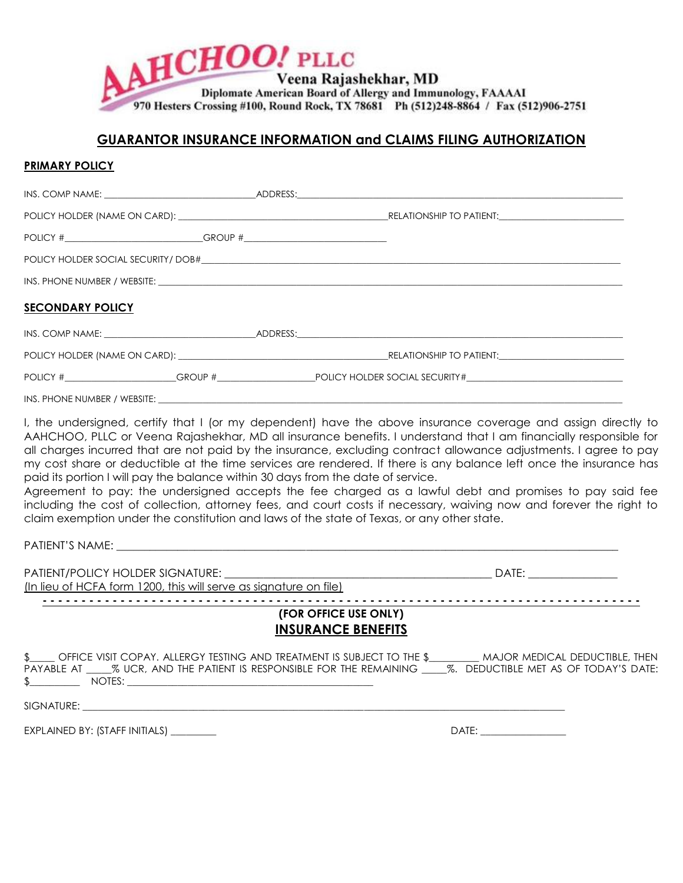**AAHCHOO! PLLC**
**Veena Rajashekhar, MD**
Diplomate American Board of Allergy and Immunology, FAAAAI
970 Hesters Crossing #100, Round Rock, TX 78681 Ph (512)248-8864 / Fax (512)906-2751

## GUARANTOR INSURANCE INFORMATION and CLAIMS FILING AUTHORIZATION

### PRIMARY POLICY

INS. COMP NAME: ______________________________ ADDRESS: ______________________________

POLICY HOLDER (NAME ON CARD): ______________________________ RELATIONSHIP TO PATIENT: ______________________________

POLICY # ______________________________ GROUP # ______________________________

POLICY HOLDER SOCIAL SECURITY/ DOB# ______________________________

INS. PHONE NUMBER / WEBSITE: ______________________________

### SECONDARY POLICY

INS. COMP NAME: ______________________________ ADDRESS: ______________________________

POLICY HOLDER (NAME ON CARD): ______________________________ RELATIONSHIP TO PATIENT: ______________________________

POLICY # ______________________ GROUP # ______________________ POLICY HOLDER SOCIAL SECURITY# ______________________

INS. PHONE NUMBER / WEBSITE: ______________________________

I, the undersigned, certify that I (or my dependent) have the above insurance coverage and assign directly to AAHCHOO, PLLC or Veena Rajashekhar, MD all insurance benefits. I understand that I am financially responsible for all charges incurred that are not paid by the insurance, excluding contract allowance adjustments. I agree to pay my cost share or deductible at the time services are rendered. If there is any balance left once the insurance has paid its portion I will pay the balance within 30 days from the date of service.
Agreement to pay: the undersigned accepts the fee charged as a lawful debt and promises to pay said fee including the cost of collection, attorney fees, and court costs if necessary, waiving now and forever the right to claim exemption under the constitution and laws of the state of Texas, or any other state.

PATIENT'S NAME: ______________________________

PATIENT/POLICY HOLDER SIGNATURE: ______________________________ DATE: ______________
(In lieu of HCFA form 1200, this will serve as signature on file)

- - - - - - - - - - - - - - - - - - - - - - - - - - - - - - - - - - - - - - - - - - - - - - - -

**(FOR OFFICE USE ONLY)**

## INSURANCE BENEFITS

$_____ OFFICE VISIT COPAY. ALLERGY TESTING AND TREATMENT IS SUBJECT TO THE $_________ MAJOR MEDICAL DEDUCTIBLE, THEN PAYABLE AT _____% UCR, AND THE PATIENT IS RESPONSIBLE FOR THE REMAINING _____%. DEDUCTIBLE MET AS OF TODAY'S DATE: $_________ NOTES: ______________________________

SIGNATURE: ______________________________

EXPLAINED BY: (STAFF INITIALS) _________ DATE: ______________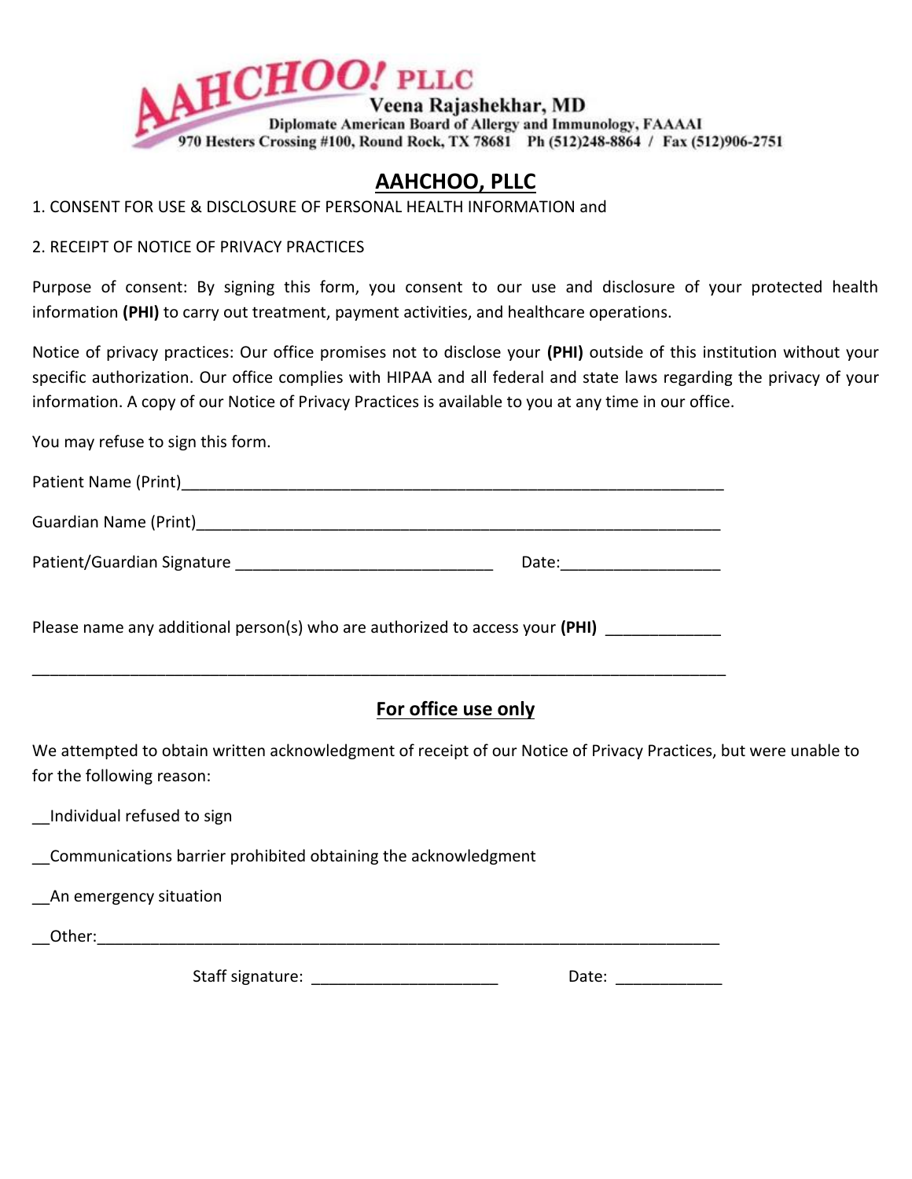AAHCHOO! PLLC
Veena Rajashekhar, MD
Diplomate American Board of Allergy and Immunology, FAAAAI
970 Hesters Crossing #100, Round Rock, TX 78681 Ph (512)248-8864 / Fax (512)906-2751

# AAHCHOO, PLLC

1. CONSENT FOR USE & DISCLOSURE OF PERSONAL HEALTH INFORMATION and

2. RECEIPT OF NOTICE OF PRIVACY PRACTICES

Purpose of consent: By signing this form, you consent to our use and disclosure of your protected health information **(PHI)** to carry out treatment, payment activities, and healthcare operations.

Notice of privacy practices: Our office promises not to disclose your **(PHI)** outside of this institution without your specific authorization. Our office complies with HIPAA and all federal and state laws regarding the privacy of your information. A copy of our Notice of Privacy Practices is available to you at any time in our office.

You may refuse to sign this form.

Patient Name (Print)_______________________________________________________________

Guardian Name (Print)_____________________________________________________________

Patient/Guardian Signature _____________________________ Date:__________________

Please name any additional person(s) who are authorized to access your **(PHI)** _____________

_________________________________________________________________________________

## For office use only

We attempted to obtain written acknowledgment of receipt of our Notice of Privacy Practices, but were unable to for the following reason:

__Individual refused to sign

__Communications barrier prohibited obtaining the acknowledgment

__An emergency situation

__Other:______________________________________________________________________

Staff signature: _____________________ Date: ____________